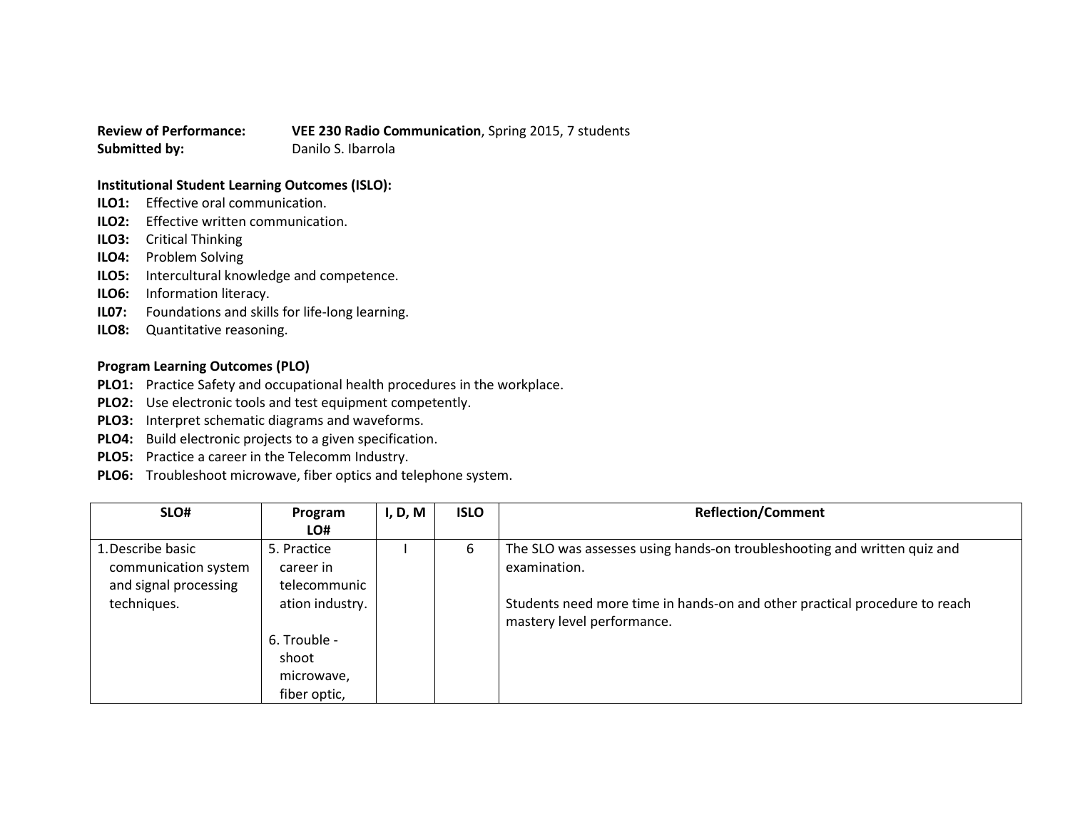**Review of Performance:** **VEE 230 Radio Communication**, Spring 2015, 7 students
**Submitted by:** Danilo S. Ibarrola

**Institutional Student Learning Outcomes (ISLO):**

**ILO1:** Effective oral communication.
**ILO2:** Effective written communication.
**ILO3:** Critical Thinking
**ILO4:** Problem Solving
**ILO5:** Intercultural knowledge and competence.
**ILO6:** Information literacy.
**IL07:** Foundations and skills for life-long learning.
**ILO8:** Quantitative reasoning.

**Program Learning Outcomes (PLO)**

**PLO1:** Practice Safety and occupational health procedures in the workplace.
**PLO2:** Use electronic tools and test equipment competently.
**PLO3:** Interpret schematic diagrams and waveforms.
**PLO4:** Build electronic projects to a given specification.
**PLO5:** Practice a career in the Telecomm Industry.
**PLO6:** Troubleshoot microwave, fiber optics and telephone system.

| SLO# | Program LO# | I, D, M | ISLO | Reflection/Comment |
|---|---|---|---|---|
| 1. Describe basic communication system and signal processing techniques. | 5. Practice career in telecommunication industry.<br><br>6. Trouble - shoot microwave, fiber optic, | I | 6 | The SLO was assesses using hands-on troubleshooting and written quiz and examination.<br><br>Students need more time in hands-on and other practical procedure to reach mastery level performance. |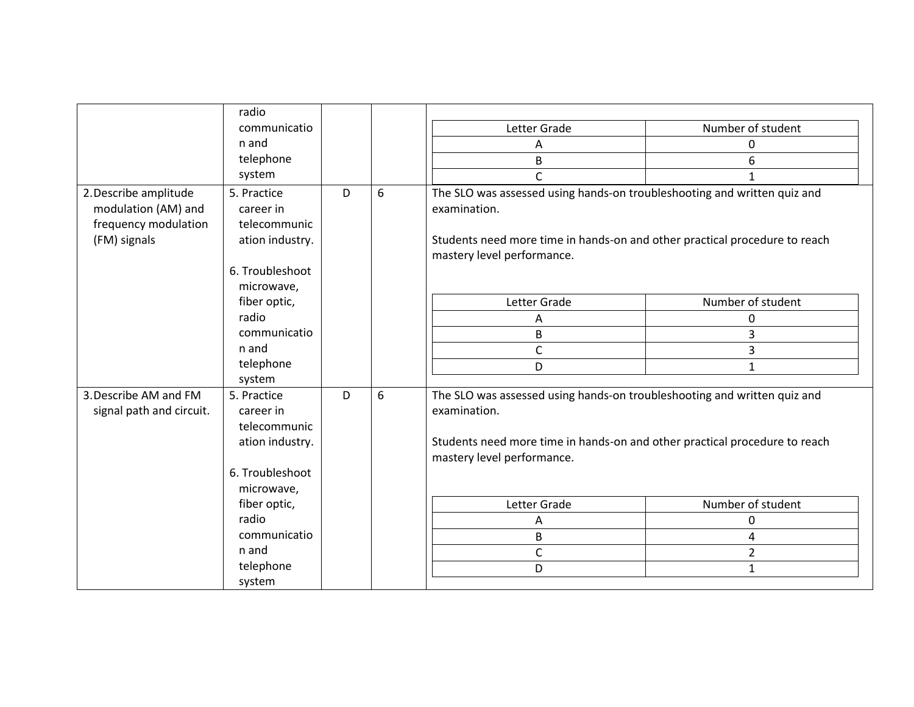| | | | | |
|---|---|---|---|---|
| | radio communication and telephone system | | | <table><tr><th>Letter Grade</th><th>Number of student</th></tr><tr><td>A</td><td>0</td></tr><tr><td>B</td><td>6</td></tr><tr><td>C</td><td>1</td></tr></table> |
| 2. Describe amplitude modulation (AM) and frequency modulation (FM) signals | 5. Practice career in telecommunication industry.<br><br>6. Troubleshoot microwave, fiber optic, radio communication and telephone system | D | 6 | The SLO was assessed using hands-on troubleshooting and written quiz and examination.<br><br>Students need more time in hands-on and other practical procedure to reach mastery level performance.<br><br><table><tr><th>Letter Grade</th><th>Number of student</th></tr><tr><td>A</td><td>0</td></tr><tr><td>B</td><td>3</td></tr><tr><td>C</td><td>3</td></tr><tr><td>D</td><td>1</td></tr></table> |
| 3. Describe AM and FM signal path and circuit. | 5. Practice career in telecommunication industry.<br><br>6. Troubleshoot microwave, fiber optic, radio communication and telephone system | D | 6 | The SLO was assessed using hands-on troubleshooting and written quiz and examination.<br><br>Students need more time in hands-on and other practical procedure to reach mastery level performance.<br><br><table><tr><th>Letter Grade</th><th>Number of student</th></tr><tr><td>A</td><td>0</td></tr><tr><td>B</td><td>4</td></tr><tr><td>C</td><td>2</td></tr><tr><td>D</td><td>1</td></tr></table> |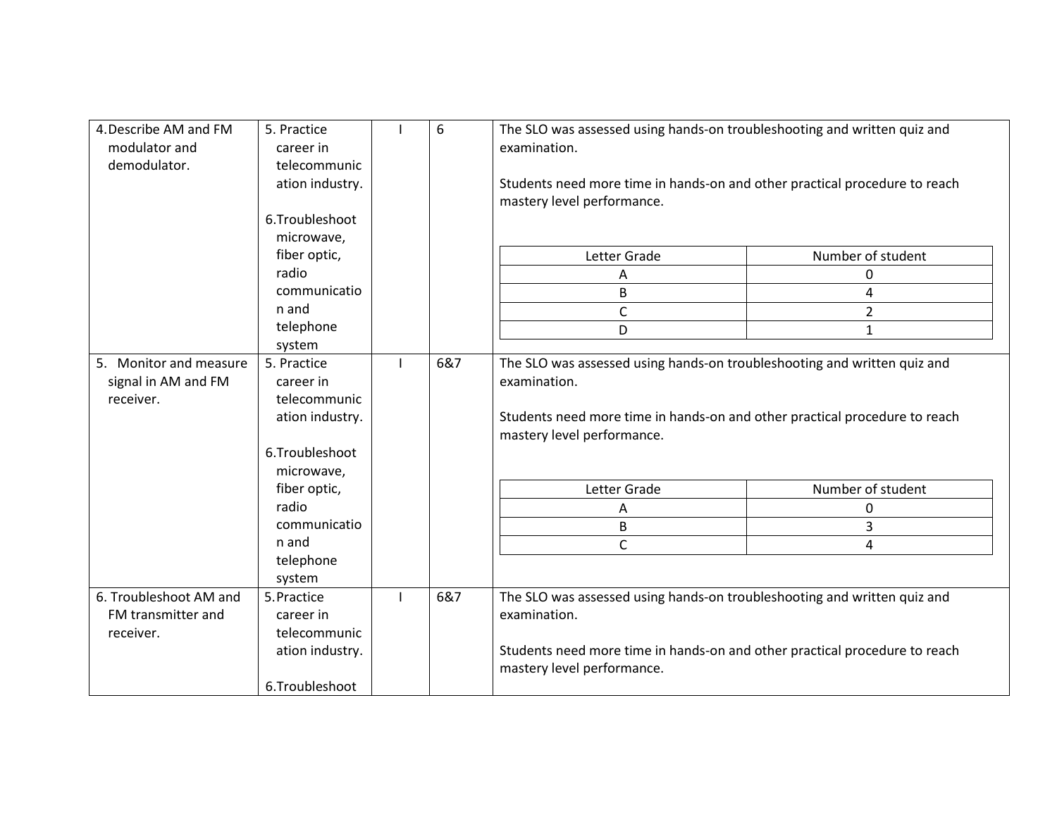| | | | | |
|---|---|---|---|---|
| 4. Describe AM and FM modulator and demodulator. | 5. Practice career in telecommunication industry.<br><br>6. Troubleshoot microwave, fiber optic, radio communication and telephone system | I | 6 | The SLO was assessed using hands-on troubleshooting and written quiz and examination.<br><br>Students need more time in hands-on and other practical procedure to reach mastery level performance.<br><br>Letter Grade / Number of student:<br>A: 0<br>B: 4<br>C: 2<br>D: 1 |
| 5. Monitor and measure signal in AM and FM receiver. | 5. Practice career in telecommunication industry.<br><br>6. Troubleshoot microwave, fiber optic, radio communication and telephone system | I | 6&7 | The SLO was assessed using hands-on troubleshooting and written quiz and examination.<br><br>Students need more time in hands-on and other practical procedure to reach mastery level performance.<br><br>Letter Grade / Number of student:<br>A: 0<br>B: 3<br>C: 4 |
| 6. Troubleshoot AM and FM transmitter and receiver. | 5. Practice career in telecommunication industry.<br><br>6. Troubleshoot | I | 6&7 | The SLO was assessed using hands-on troubleshooting and written quiz and examination.<br><br>Students need more time in hands-on and other practical procedure to reach mastery level performance. |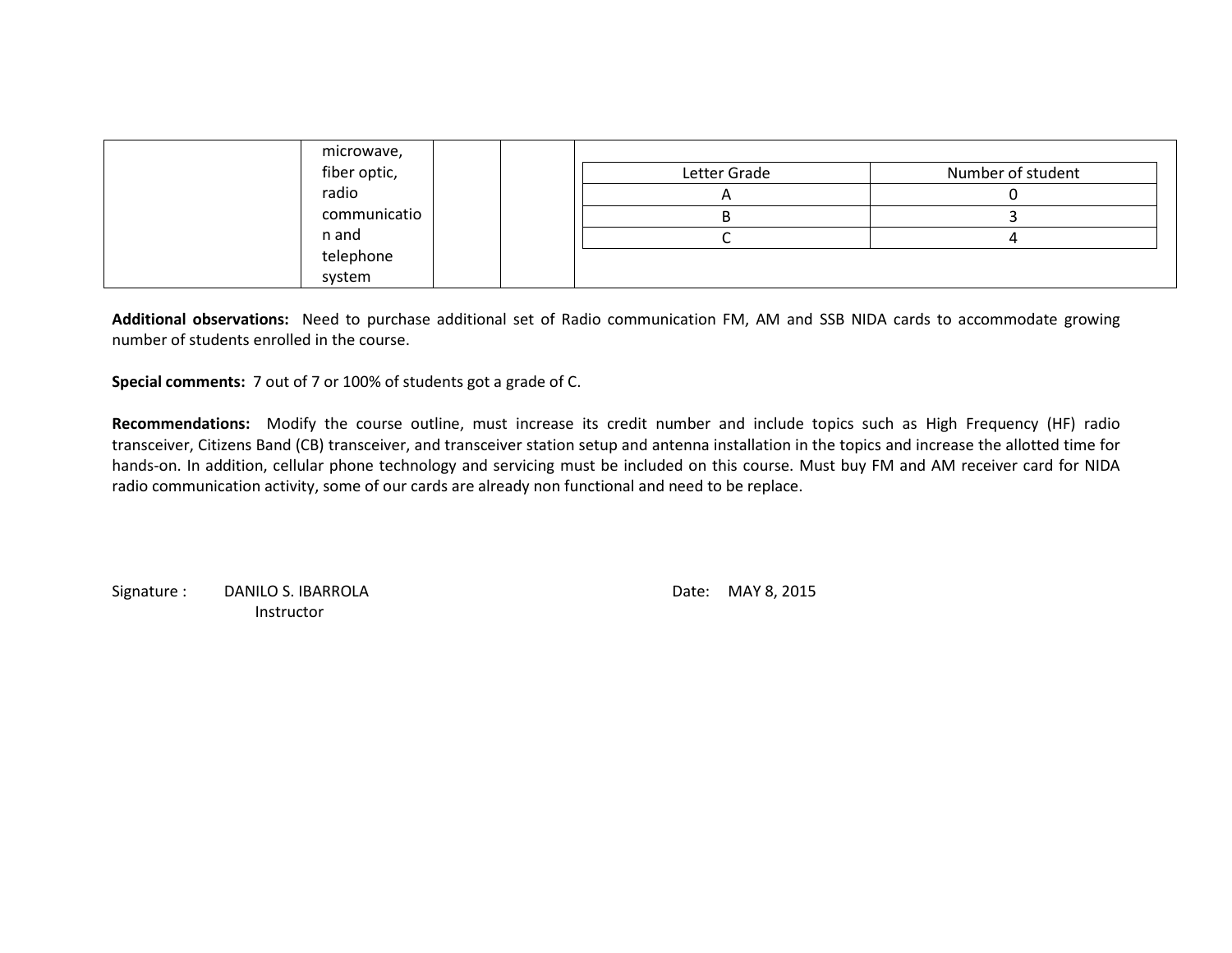| | | | | |
|---|---|---|---|---|
| | microwave, fiber optic, radio communication and telephone system | | | <table><tr><th>Letter Grade</th><th>Number of student</th></tr><tr><td>A</td><td>0</td></tr><tr><td>B</td><td>3</td></tr><tr><td>C</td><td>4</td></tr></table> |

**Additional observations:** Need to purchase additional set of Radio communication FM, AM and SSB NIDA cards to accommodate growing number of students enrolled in the course.

**Special comments:** 7 out of 7 or 100% of students got a grade of C.

**Recommendations:** Modify the course outline, must increase its credit number and include topics such as High Frequency (HF) radio transceiver, Citizens Band (CB) transceiver, and transceiver station setup and antenna installation in the topics and increase the allotted time for hands-on. In addition, cellular phone technology and servicing must be included on this course. Must buy FM and AM receiver card for NIDA radio communication activity, some of our cards are already non functional and need to be replace.

Signature : DANILO S. IBARROLA
Instructor

Date: MAY 8, 2015